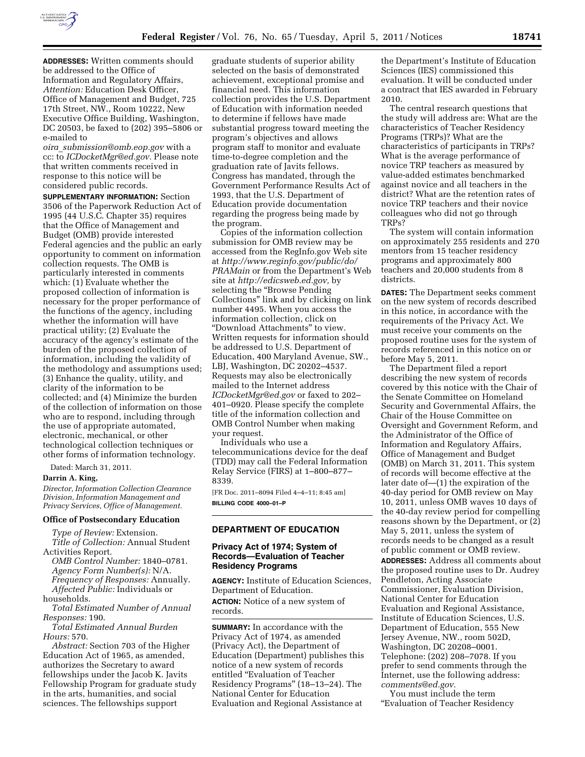**ADDRESSES:** Written comments should be addressed to the Office of Information and Regulatory Affairs, *Attention:* Education Desk Officer, Office of Management and Budget, 725 17th Street, NW., Room 10222, New Executive Office Building, Washington, DC 20503, be faxed to (202) 395–5806 or e-mailed to *oira_submission@omb.eop.gov* with a cc: to *ICDocketMgr@ed.gov*. Please note that written comments received in response to this notice will be considered public records.

**SUPPLEMENTARY INFORMATION:** Section 3506 of the Paperwork Reduction Act of 1995 (44 U.S.C. Chapter 35) requires that the Office of Management and Budget (OMB) provide interested Federal agencies and the public an early opportunity to comment on information collection requests. The OMB is particularly interested in comments which: (1) Evaluate whether the proposed collection of information is necessary for the proper performance of the functions of the agency, including whether the information will have practical utility; (2) Evaluate the accuracy of the agency's estimate of the burden of the proposed collection of information, including the validity of the methodology and assumptions used; (3) Enhance the quality, utility, and clarity of the information to be collected; and (4) Minimize the burden of the collection of information on those who are to respond, including through the use of appropriate automated, electronic, mechanical, or other technological collection techniques or other forms of information technology.

Dated: March 31, 2011.

**Darrin A. King,**

*Director, Information Collection Clearance Division, Information Management and Privacy Services, Office of Management.*

**Office of Postsecondary Education**

*Type of Review:* Extension.

*Title of Collection:* Annual Student Activities Report.

*OMB Control Number:* 1840–0781.

*Agency Form Number(s):* N/A.

*Frequency of Responses:* Annually.

*Affected Public:* Individuals or households.

*Total Estimated Number of Annual Responses:* 190.

*Total Estimated Annual Burden Hours:* 570.

*Abstract:* Section 703 of the Higher Education Act of 1965, as amended, authorizes the Secretary to award fellowships under the Jacob K. Javits Fellowship Program for graduate study in the arts, humanities, and social sciences. The fellowships support graduate students of superior ability selected on the basis of demonstrated achievement, exceptional promise and financial need. This information collection provides the U.S. Department of Education with information needed to determine if fellows have made substantial progress toward meeting the program's objectives and allows program staff to monitor and evaluate time-to-degree completion and the graduation rate of Javits fellows. Congress has mandated, through the Government Performance Results Act of 1993, that the U.S. Department of Education provide documentation regarding the progress being made by the program.

Copies of the information collection submission for OMB review may be accessed from the RegInfo.gov Web site at *http://www.reginfo.gov/public/do/PRAMain* or from the Department's Web site at *http://edicsweb.ed.gov,* by selecting the "Browse Pending Collections" link and by clicking on link number 4495. When you access the information collection, click on "Download Attachments" to view. Written requests for information should be addressed to U.S. Department of Education, 400 Maryland Avenue, SW., LBJ, Washington, DC 20202–4537. Requests may also be electronically mailed to the Internet address *ICDocketMgr@ed.gov* or faxed to 202–401–0920. Please specify the complete title of the information collection and OMB Control Number when making your request.

Individuals who use a telecommunications device for the deaf (TDD) may call the Federal Information Relay Service (FIRS) at 1–800–877–8339.

[FR Doc. 2011–8094 Filed 4–4–11; 8:45 am]

**BILLING CODE 4000–01–P**

## DEPARTMENT OF EDUCATION

### Privacy Act of 1974; System of Records—Evaluation of Teacher Residency Programs

**AGENCY:** Institute of Education Sciences, Department of Education.

**ACTION:** Notice of a new system of records.

**SUMMARY:** In accordance with the Privacy Act of 1974, as amended (Privacy Act), the Department of Education (Department) publishes this notice of a new system of records entitled "Evaluation of Teacher Residency Programs" (18–13–24). The National Center for Education Evaluation and Regional Assistance at the Department's Institute of Education Sciences (IES) commissioned this evaluation. It will be conducted under a contract that IES awarded in February 2010.

The central research questions that the study will address are: What are the characteristics of Teacher Residency Programs (TRPs)? What are the characteristics of participants in TRPs? What is the average performance of novice TRP teachers as measured by value-added estimates benchmarked against novice and all teachers in the district? What are the retention rates of novice TRP teachers and their novice colleagues who did not go through TRPs?

The system will contain information on approximately 255 residents and 270 mentors from 15 teacher residency programs and approximately 800 teachers and 20,000 students from 8 districts.

**DATES:** The Department seeks comment on the new system of records described in this notice, in accordance with the requirements of the Privacy Act. We must receive your comments on the proposed routine uses for the system of records referenced in this notice on or before May 5, 2011.

The Department filed a report describing the new system of records covered by this notice with the Chair of the Senate Committee on Homeland Security and Governmental Affairs, the Chair of the House Committee on Oversight and Government Reform, and the Administrator of the Office of Information and Regulatory Affairs, Office of Management and Budget (OMB) on March 31, 2011. This system of records will become effective at the later date of—(1) the expiration of the 40-day period for OMB review on May 10, 2011, unless OMB waves 10 days of the 40-day review period for compelling reasons shown by the Department, or (2) May 5, 2011, unless the system of records needs to be changed as a result of public comment or OMB review.

**ADDRESSES:** Address all comments about the proposed routine uses to Dr. Audrey Pendleton, Acting Associate Commissioner, Evaluation Division, National Center for Education Evaluation and Regional Assistance, Institute of Education Sciences, U.S. Department of Education, 555 New Jersey Avenue, NW., room 502D, Washington, DC 20208–0001. Telephone: (202) 208–7078. If you prefer to send comments through the Internet, use the following address: *comments@ed.gov*.

You must include the term "Evaluation of Teacher Residency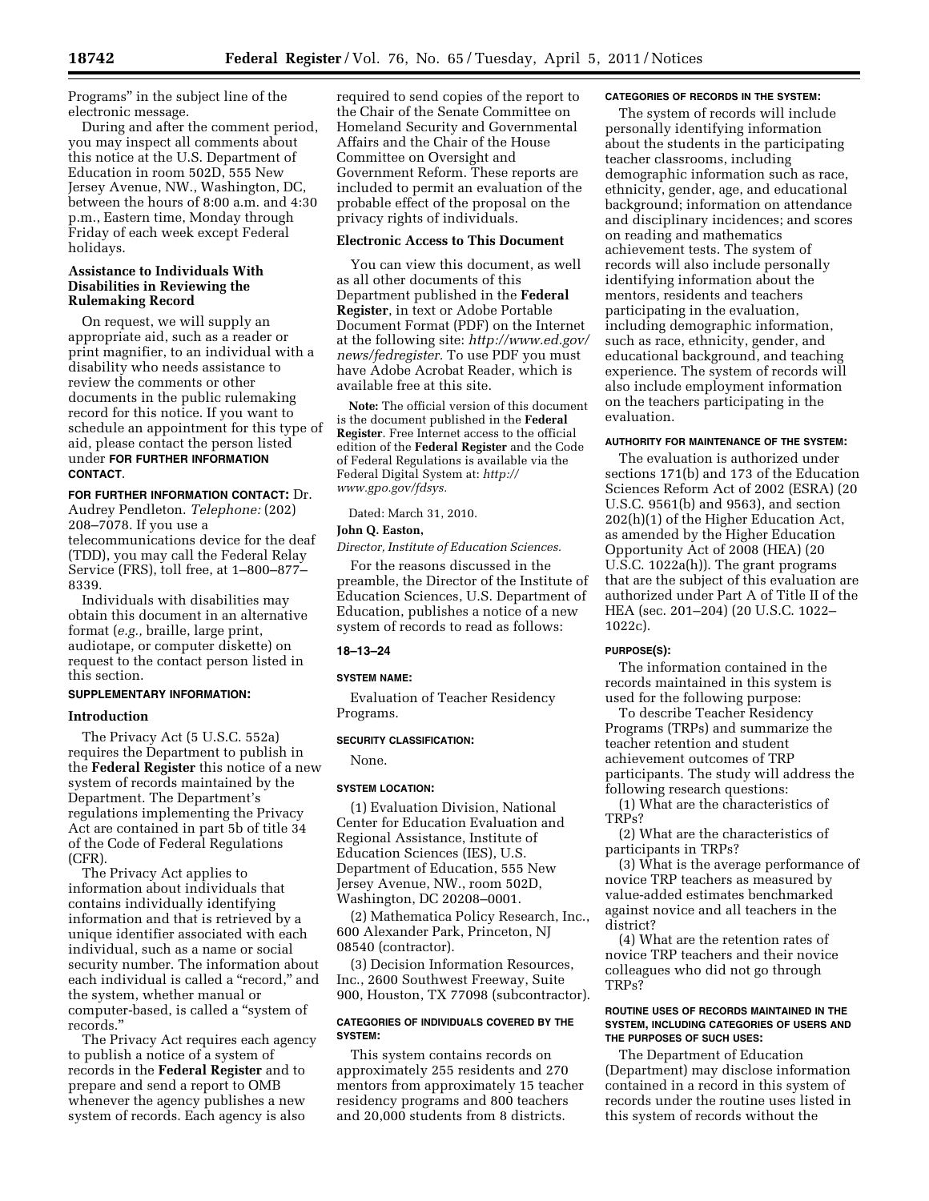Programs" in the subject line of the electronic message.

During and after the comment period, you may inspect all comments about this notice at the U.S. Department of Education in room 502D, 555 New Jersey Avenue, NW., Washington, DC, between the hours of 8:00 a.m. and 4:30 p.m., Eastern time, Monday through Friday of each week except Federal holidays.

**Assistance to Individuals With Disabilities in Reviewing the Rulemaking Record**

On request, we will supply an appropriate aid, such as a reader or print magnifier, to an individual with a disability who needs assistance to review the comments or other documents in the public rulemaking record for this notice. If you want to schedule an appointment for this type of aid, please contact the person listed under **FOR FURTHER INFORMATION CONTACT**.

**FOR FURTHER INFORMATION CONTACT:** Dr. Audrey Pendleton. *Telephone:* (202) 208–7078. If you use a telecommunications device for the deaf (TDD), you may call the Federal Relay Service (FRS), toll free, at 1–800–877–8339.

Individuals with disabilities may obtain this document in an alternative format (*e.g.,* braille, large print, audiotape, or computer diskette) on request to the contact person listed in this section.

**SUPPLEMENTARY INFORMATION:**

**Introduction**

The Privacy Act (5 U.S.C. 552a) requires the Department to publish in the **Federal Register** this notice of a new system of records maintained by the Department. The Department's regulations implementing the Privacy Act are contained in part 5b of title 34 of the Code of Federal Regulations (CFR).

The Privacy Act applies to information about individuals that contains individually identifying information and that is retrieved by a unique identifier associated with each individual, such as a name or social security number. The information about each individual is called a "record," and the system, whether manual or computer-based, is called a "system of records."

The Privacy Act requires each agency to publish a notice of a system of records in the **Federal Register** and to prepare and send a report to OMB whenever the agency publishes a new system of records. Each agency is also required to send copies of the report to the Chair of the Senate Committee on Homeland Security and Governmental Affairs and the Chair of the House Committee on Oversight and Government Reform. These reports are included to permit an evaluation of the probable effect of the proposal on the privacy rights of individuals.

**Electronic Access to This Document**

You can view this document, as well as all other documents of this Department published in the **Federal Register**, in text or Adobe Portable Document Format (PDF) on the Internet at the following site: *http://www.ed.gov/news/fedregister.* To use PDF you must have Adobe Acrobat Reader, which is available free at this site.

**Note:** The official version of this document is the document published in the **Federal Register**. Free Internet access to the official edition of the **Federal Register** and the Code of Federal Regulations is available via the Federal Digital System at: *http://www.gpo.gov/fdsys.*

Dated: March 31, 2010.

**John Q. Easton,**

*Director, Institute of Education Sciences.*

For the reasons discussed in the preamble, the Director of the Institute of Education Sciences, U.S. Department of Education, publishes a notice of a new system of records to read as follows:

**18–13–24**

**SYSTEM NAME:**

Evaluation of Teacher Residency Programs.

**SECURITY CLASSIFICATION:**

None.

**SYSTEM LOCATION:**

(1) Evaluation Division, National Center for Education Evaluation and Regional Assistance, Institute of Education Sciences (IES), U.S. Department of Education, 555 New Jersey Avenue, NW., room 502D, Washington, DC 20208–0001.

(2) Mathematica Policy Research, Inc., 600 Alexander Park, Princeton, NJ 08540 (contractor).

(3) Decision Information Resources, Inc., 2600 Southwest Freeway, Suite 900, Houston, TX 77098 (subcontractor).

**CATEGORIES OF INDIVIDUALS COVERED BY THE SYSTEM:**

This system contains records on approximately 255 residents and 270 mentors from approximately 15 teacher residency programs and 800 teachers and 20,000 students from 8 districts.

**CATEGORIES OF RECORDS IN THE SYSTEM:**

The system of records will include personally identifying information about the students in the participating teacher classrooms, including demographic information such as race, ethnicity, gender, age, and educational background; information on attendance and disciplinary incidences; and scores on reading and mathematics achievement tests. The system of records will also include personally identifying information about the mentors, residents and teachers participating in the evaluation, including demographic information, such as race, ethnicity, gender, and educational background, and teaching experience. The system of records will also include employment information on the teachers participating in the evaluation.

**AUTHORITY FOR MAINTENANCE OF THE SYSTEM:**

The evaluation is authorized under sections 171(b) and 173 of the Education Sciences Reform Act of 2002 (ESRA) (20 U.S.C. 9561(b) and 9563), and section 202(h)(1) of the Higher Education Act, as amended by the Higher Education Opportunity Act of 2008 (HEA) (20 U.S.C. 1022a(h)). The grant programs that are the subject of this evaluation are authorized under Part A of Title II of the HEA (sec. 201–204) (20 U.S.C. 1022–1022c).

**PURPOSE(S):**

The information contained in the records maintained in this system is used for the following purpose:

To describe Teacher Residency Programs (TRPs) and summarize the teacher retention and student achievement outcomes of TRP participants. The study will address the following research questions:

(1) What are the characteristics of TRPs?

(2) What are the characteristics of participants in TRPs?

(3) What is the average performance of novice TRP teachers as measured by value-added estimates benchmarked against novice and all teachers in the district?

(4) What are the retention rates of novice TRP teachers and their novice colleagues who did not go through TRPs?

**ROUTINE USES OF RECORDS MAINTAINED IN THE SYSTEM, INCLUDING CATEGORIES OF USERS AND THE PURPOSES OF SUCH USES:**

The Department of Education (Department) may disclose information contained in a record in this system of records under the routine uses listed in this system of records without the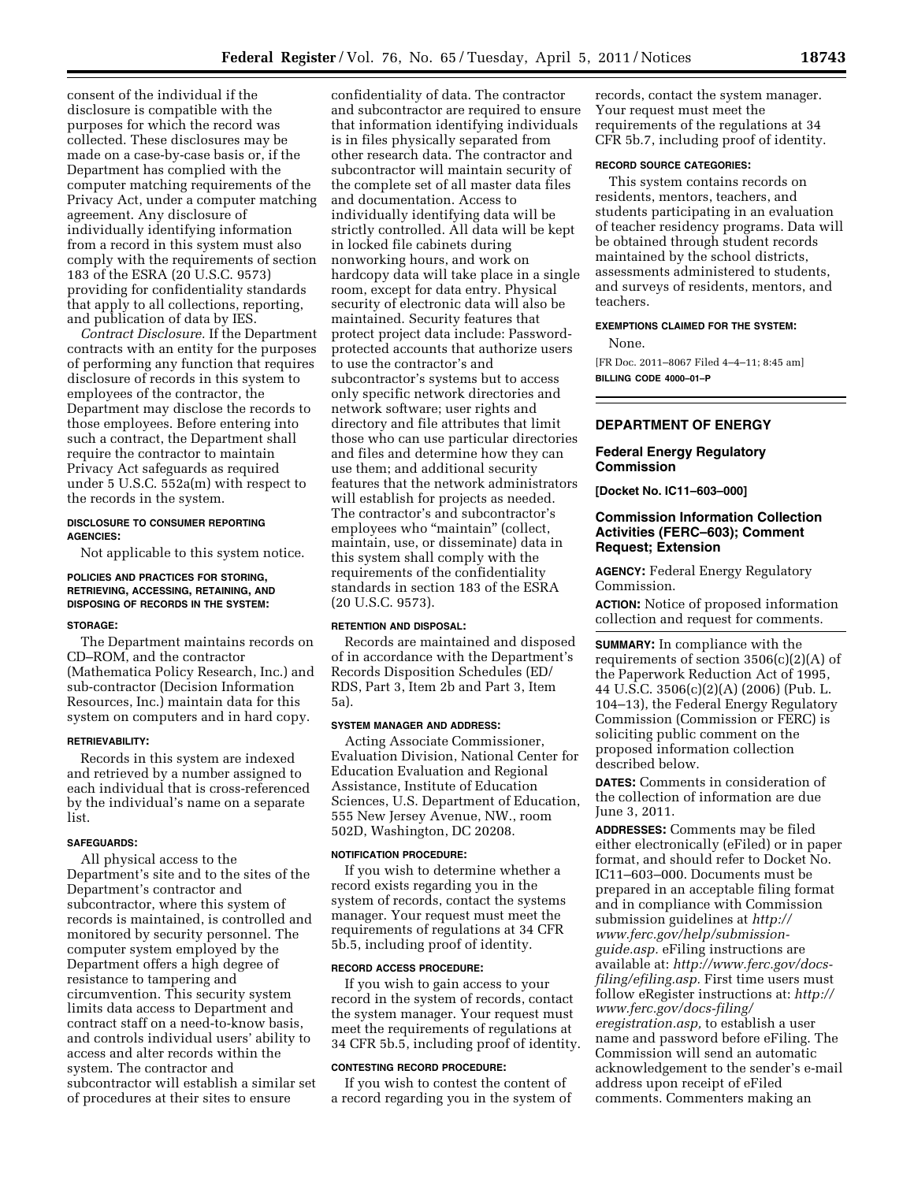consent of the individual if the disclosure is compatible with the purposes for which the record was collected. These disclosures may be made on a case-by-case basis or, if the Department has complied with the computer matching requirements of the Privacy Act, under a computer matching agreement. Any disclosure of individually identifying information from a record in this system must also comply with the requirements of section 183 of the ESRA (20 U.S.C. 9573) providing for confidentiality standards that apply to all collections, reporting, and publication of data by IES.

*Contract Disclosure.* If the Department contracts with an entity for the purposes of performing any function that requires disclosure of records in this system to employees of the contractor, the Department may disclose the records to those employees. Before entering into such a contract, the Department shall require the contractor to maintain Privacy Act safeguards as required under 5 U.S.C. 552a(m) with respect to the records in the system.

#### DISCLOSURE TO CONSUMER REPORTING AGENCIES:

Not applicable to this system notice.

#### POLICIES AND PRACTICES FOR STORING, RETRIEVING, ACCESSING, RETAINING, AND DISPOSING OF RECORDS IN THE SYSTEM:

#### STORAGE:

The Department maintains records on CD–ROM, and the contractor (Mathematica Policy Research, Inc.) and sub-contractor (Decision Information Resources, Inc.) maintain data for this system on computers and in hard copy.

#### RETRIEVABILITY:

Records in this system are indexed and retrieved by a number assigned to each individual that is cross-referenced by the individual's name on a separate list.

#### SAFEGUARDS:

All physical access to the Department's site and to the sites of the Department's contractor and subcontractor, where this system of records is maintained, is controlled and monitored by security personnel. The computer system employed by the Department offers a high degree of resistance to tampering and circumvention. This security system limits data access to Department and contract staff on a need-to-know basis, and controls individual users' ability to access and alter records within the system. The contractor and subcontractor will establish a similar set of procedures at their sites to ensure confidentiality of data. The contractor and subcontractor are required to ensure that information identifying individuals is in files physically separated from other research data. The contractor and subcontractor will maintain security of the complete set of all master data files and documentation. Access to individually identifying data will be strictly controlled. All data will be kept in locked file cabinets during nonworking hours, and work on hardcopy data will take place in a single room, except for data entry. Physical security of electronic data will also be maintained. Security features that protect project data include: Password-protected accounts that authorize users to use the contractor's and subcontractor's systems but to access only specific network directories and network software; user rights and directory and file attributes that limit those who can use particular directories and files and determine how they can use them; and additional security features that the network administrators will establish for projects as needed. The contractor's and subcontractor's employees who "maintain" (collect, maintain, use, or disseminate) data in this system shall comply with the requirements of the confidentiality standards in section 183 of the ESRA (20 U.S.C. 9573).

#### RETENTION AND DISPOSAL:

Records are maintained and disposed of in accordance with the Department's Records Disposition Schedules (ED/RDS, Part 3, Item 2b and Part 3, Item 5a).

#### SYSTEM MANAGER AND ADDRESS:

Acting Associate Commissioner, Evaluation Division, National Center for Education Evaluation and Regional Assistance, Institute of Education Sciences, U.S. Department of Education, 555 New Jersey Avenue, NW., room 502D, Washington, DC 20208.

#### NOTIFICATION PROCEDURE:

If you wish to determine whether a record exists regarding you in the system of records, contact the systems manager. Your request must meet the requirements of regulations at 34 CFR 5b.5, including proof of identity.

#### RECORD ACCESS PROCEDURE:

If you wish to gain access to your record in the system of records, contact the system manager. Your request must meet the requirements of regulations at 34 CFR 5b.5, including proof of identity.

#### CONTESTING RECORD PROCEDURE:

If you wish to contest the content of a record regarding you in the system of records, contact the system manager. Your request must meet the requirements of the regulations at 34 CFR 5b.7, including proof of identity.

#### RECORD SOURCE CATEGORIES:

This system contains records on residents, mentors, teachers, and students participating in an evaluation of teacher residency programs. Data will be obtained through student records maintained by the school districts, assessments administered to students, and surveys of residents, mentors, and teachers.

#### EXEMPTIONS CLAIMED FOR THE SYSTEM:

None.

[FR Doc. 2011–8067 Filed 4–4–11; 8:45 am]

**BILLING CODE 4000–01–P**

## DEPARTMENT OF ENERGY

### Federal Energy Regulatory Commission

**[Docket No. IC11–603–000]**

### Commission Information Collection Activities (FERC–603); Comment Request; Extension

**AGENCY:** Federal Energy Regulatory Commission.

**ACTION:** Notice of proposed information collection and request for comments.

**SUMMARY:** In compliance with the requirements of section 3506(c)(2)(A) of the Paperwork Reduction Act of 1995, 44 U.S.C. 3506(c)(2)(A) (2006) (Pub. L. 104–13), the Federal Energy Regulatory Commission (Commission or FERC) is soliciting public comment on the proposed information collection described below.

**DATES:** Comments in consideration of the collection of information are due June 3, 2011.

**ADDRESSES:** Comments may be filed either electronically (eFiled) or in paper format, and should refer to Docket No. IC11–603–000. Documents must be prepared in an acceptable filing format and in compliance with Commission submission guidelines at *http://www.ferc.gov/help/submission-guide.asp.* eFiling instructions are available at: *http://www.ferc.gov/docs-filing/efiling.asp.* First time users must follow eRegister instructions at: *http://www.ferc.gov/docs-filing/eregistration.asp,* to establish a user name and password before eFiling. The Commission will send an automatic acknowledgement to the sender's e-mail address upon receipt of eFiled comments. Commenters making an